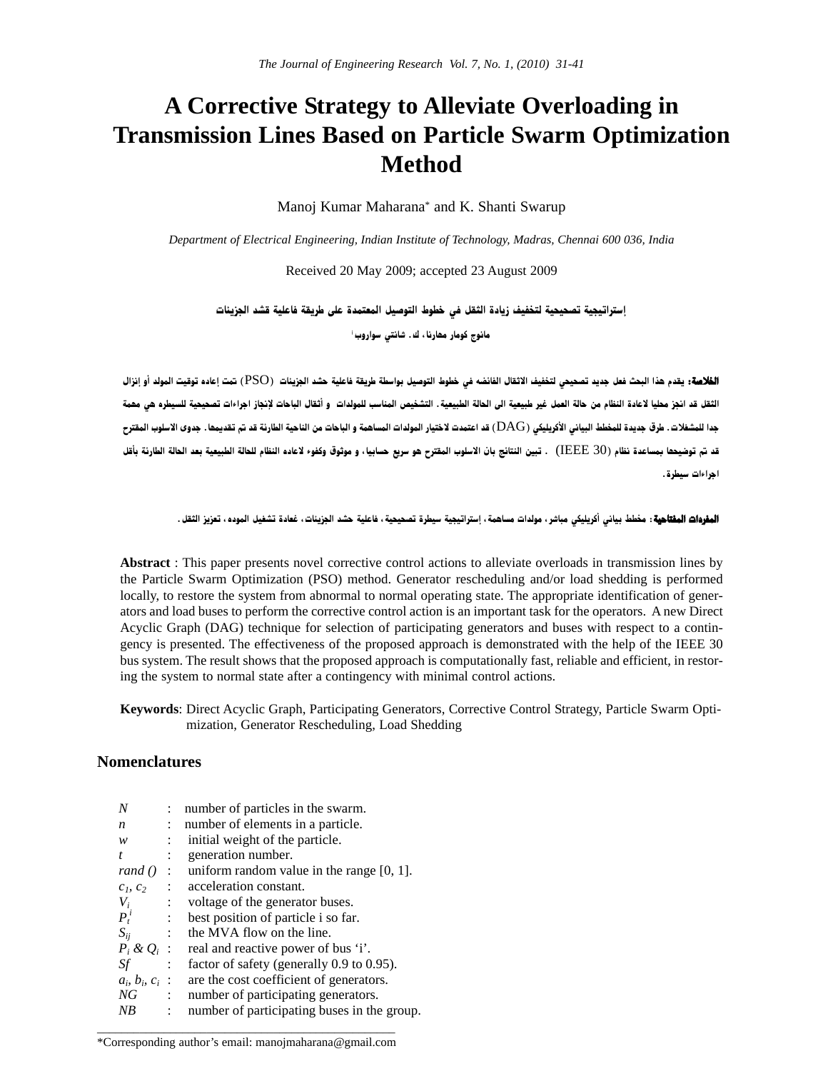# A Corrective Strategy to Alleviate Overloading in Transmission Lines Based on Particle Swarm Optimization Method

Manoj Kumar Maharana* and K. Shanti Swarup

*Department of Electrical Engineering, Indian Institute of Technology, Madras, Chennai 600 036, India*

Received 20 May 2009; accepted 23 August 2009

**إستراتيجية تصحيحية لتخفيف زيادة الثقل في خطوط التوصيل المعتمدة على طريقة فاعلية قشد الجزيئات**

**مانوج كومار مهارنا، ك. شانتي سواروب**

**الخلاصة:** يقدم هذا البحث فعل جديد تصحيحي لتخفيف الاثقال الفائضه في خطوط التوصيل بواسطة طريقة فاعلية حشد الجزيئات (PSO) تمت إعاده توقيت المولد أو إنزال الثقل قد انجز محليا لاعادة النظام من حالة العمل غير طبيعية الى الحالة الطبيعية. التشخيص المناسب للمولدات و أثقال الباحات لإنجاز اجراءات تصحيحية للسيطره هي مهمة جدا للمشغلات. طرق جديدة للمخطط البياني الأكريليكي (DAG) قد اعتمدت لاختيار المولدات المساهمة و الباحات من الناحية الطارئة قد تم تقديمها. جدوى الاسلوب المقترح قد تم توضيحها بمساعدة نظام (IEEE 30) . تبين النتائج بان الاسلوب المقترح هو سريع حسابيا، و موثوق وكفوء لاعاده النظام للحالة الطبيعية بعد الحالة الطارئة بأقل اجراءات سيطرة.

**المفردات المفتاحية:** مخطط بياني أكريليكي مباشر، مولدات مساهمة، إستراتيجية سيطرة تصحيحية، فاعلية حشد الجزيئات، غعادة تشغيل الموده، تعزيز الثقل.

**Abstract** : This paper presents novel corrective control actions to alleviate overloads in transmission lines by the Particle Swarm Optimization (PSO) method. Generator rescheduling and/or load shedding is performed locally, to restore the system from abnormal to normal operating state. The appropriate identification of generators and load buses to perform the corrective control action is an important task for the operators. A new Direct Acyclic Graph (DAG) technique for selection of participating generators and buses with respect to a contingency is presented. The effectiveness of the proposed approach is demonstrated with the help of the IEEE 30 bus system. The result shows that the proposed approach is computationally fast, reliable and efficient, in restoring the system to normal state after a contingency with minimal control actions.

**Keywords**: Direct Acyclic Graph, Participating Generators, Corrective Control Strategy, Particle Swarm Optimization, Generator Rescheduling, Load Shedding

## Nomenclatures

| | | |
|---|---|---|
| $N$ | : | number of particles in the swarm. |
| $n$ | : | number of elements in a particle. |
| $w$ | : | initial weight of the particle. |
| $t$ | : | generation number. |
| *rand ()* | : | uniform random value in the range [0, 1]. |
| $c_1, c_2$ | : | acceleration constant. |
| $V_i$ | : | voltage of the generator buses. |
| $P_t^i$ | : | best position of particle i so far. |
| $S_{ij}$ | : | the MVA flow on the line. |
| $P_i$ & $Q_i$ | : | real and reactive power of bus 'i'. |
| $Sf$ | : | factor of safety (generally 0.9 to 0.95). |
| $a_i, b_i, c_i$ | : | are the cost coefficient of generators. |
| $NG$ | : | number of participating generators. |
| $NB$ | : | number of participating buses in the group. |

*Corresponding author's email: manojmaharana@gmail.com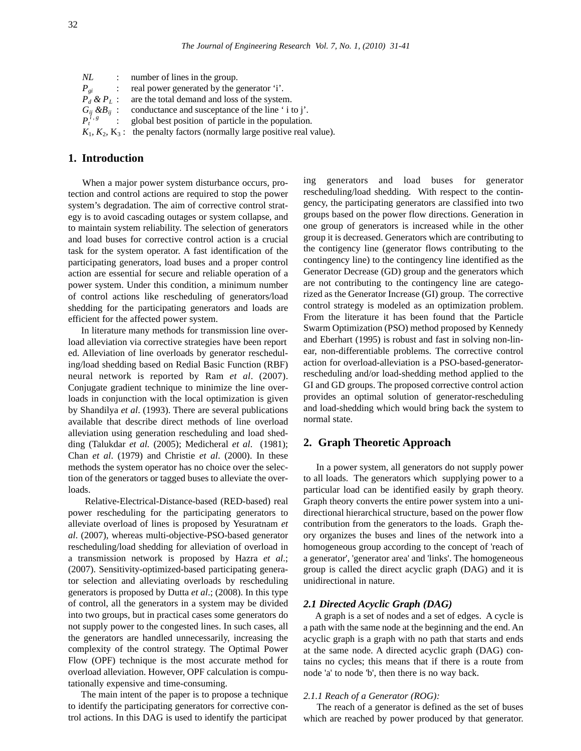| | | |
|---|---|---|
| $NL$ | : | number of lines in the group. |
| $P_{gi}$ | : | real power generated by the generator 'i'. |
| $P_d$ & $P_L$ | : | are the total demand and loss of the system. |
| $G_{ij}$ &$B_{ij}$ | : | conductance and susceptance of the line ' i to j'. |
| $P_t^{i,g}$ | : | global best position of particle in the population. |
| $K_1$, $K_2$, $K_3$ | : | the penalty factors (normally large positive real value). |

## 1. Introduction

When a major power system disturbance occurs, protection and control actions are required to stop the power system's degradation. The aim of corrective control strategy is to avoid cascading outages or system collapse, and to maintain system reliability. The selection of generators and load buses for corrective control action is a crucial task for the system operator. A fast identification of the participating generators, load buses and a proper control action are essential for secure and reliable operation of a power system. Under this condition, a minimum number of control actions like rescheduling of generators/load shedding for the participating generators and loads are efficient for the affected power system.

In literature many methods for transmission line overload alleviation via corrective strategies have been report ed. Alleviation of line overloads by generator rescheduling/load shedding based on Redial Basic Function (RBF) neural network is reported by Ram *et al*. (2007). Conjugate gradient technique to minimize the line overloads in conjunction with the local optimization is given by Shandilya *et al*. (1993). There are several publications available that describe direct methods of line overload alleviation using generation rescheduling and load shedding (Talukdar *et al.* (2005); Medicheral *et al*. (1981); Chan *et al*. (1979) and Christie *et al*. (2000). In these methods the system operator has no choice over the selection of the generators or tagged buses to alleviate the overloads.

Relative-Electrical-Distance-based (RED-based) real power rescheduling for the participating generators to alleviate overload of lines is proposed by Yesuratnam *et al*. (2007), whereas multi-objective-PSO-based generator rescheduling/load shedding for alleviation of overload in a transmission network is proposed by Hazra *et al*.; (2007). Sensitivity-optimized-based participating generator selection and alleviating overloads by rescheduling generators is proposed by Dutta *et al*.; (2008). In this type of control, all the generators in a system may be divided into two groups, but in practical cases some generators do not supply power to the congested lines. In such cases, all the generators are handled unnecessarily, increasing the complexity of the control strategy. The Optimal Power Flow (OPF) technique is the most accurate method for overload alleviation. However, OPF calculation is computationally expensive and time-consuming.

The main intent of the paper is to propose a technique to identify the participating generators for corrective control actions. In this DAG is used to identify the participating generators and load buses for generator rescheduling/load shedding. With respect to the contingency, the participating generators are classified into two groups based on the power flow directions. Generation in one group of generators is increased while in the other group it is decreased. Generators which are contributing to the contigency line (generator flows contributing to the contingency line) to the contingency line identified as the Generator Decrease (GD) group and the generators which are not contributing to the contingency line are categorized as the Generator Increase (GI) group. The corrective control strategy is modeled as an optimization problem. From the literature it has been found that the Particle Swarm Optimization (PSO) method proposed by Kennedy and Eberhart (1995) is robust and fast in solving non-linear, non-differentiable problems. The corrective control action for overload-alleviation is a PSO-based-generator-rescheduling and/or load-shedding method applied to the GI and GD groups. The proposed corrective control action provides an optimal solution of generator-rescheduling and load-shedding which would bring back the system to normal state.

## 2. Graph Theoretic Approach

In a power system, all generators do not supply power to all loads. The generators which supplying power to a particular load can be identified easily by graph theory. Graph theory converts the entire power system into a unidirectional hierarchical structure, based on the power flow contribution from the generators to the loads. Graph theory organizes the buses and lines of the network into a homogeneous group according to the concept of 'reach of a generator', 'generator area' and 'links'. The homogeneous group is called the direct acyclic graph (DAG) and it is unidirectional in nature.

### *2.1 Directed Acyclic Graph (DAG)*

A graph is a set of nodes and a set of edges. A cycle is a path with the same node at the beginning and the end. An acyclic graph is a graph with no path that starts and ends at the same node. A directed acyclic graph (DAG) contains no cycles; this means that if there is a route from node 'a' to node 'b', then there is no way back.

#### *2.1.1 Reach of a Generator (ROG):*

The reach of a generator is defined as the set of buses which are reached by power produced by that generator.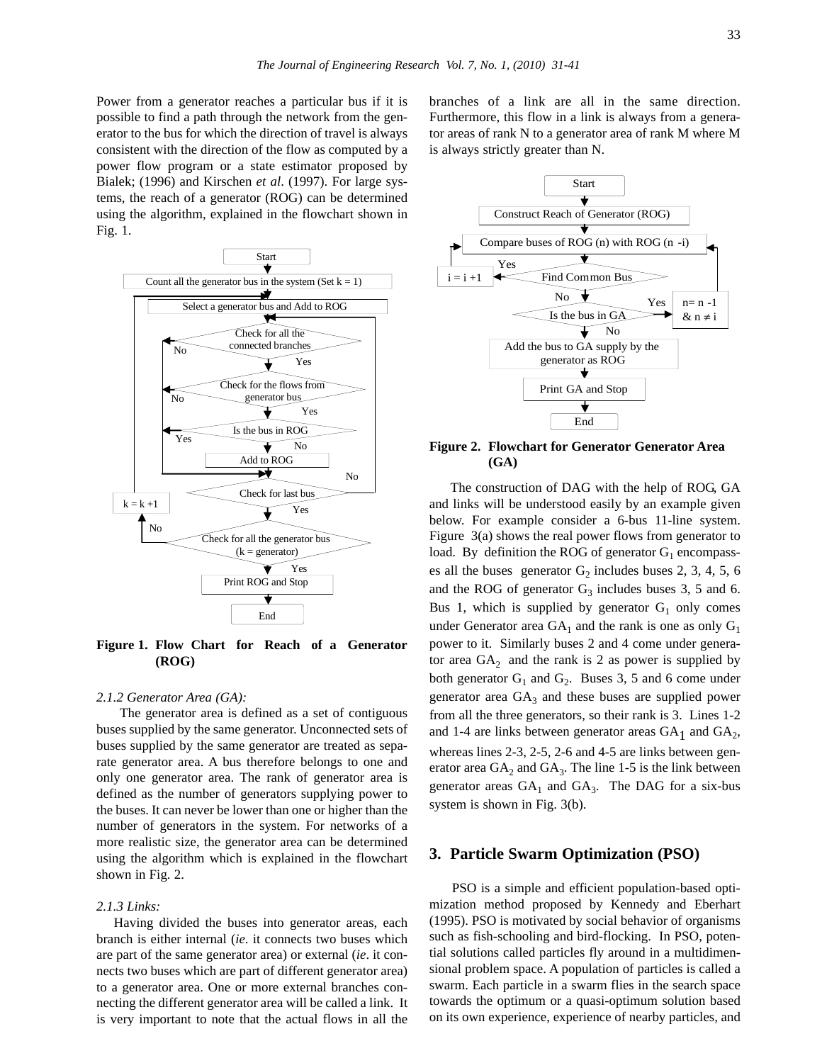Power from a generator reaches a particular bus if it is possible to find a path through the network from the generator to the bus for which the direction of travel is always consistent with the direction of the flow as computed by a power flow program or a state estimator proposed by Bialek; (1996) and Kirschen *et al*. (1997). For large systems, the reach of a generator (ROG) can be determined using the algorithm, explained in the flowchart shown in Fig. 1.

**Figure 1. Flow Chart for Reach of a Generator (ROG)**

*2.1.2 Generator Area (GA):*

The generator area is defined as a set of contiguous buses supplied by the same generator. Unconnected sets of buses supplied by the same generator are treated as separate generator area. A bus therefore belongs to one and only one generator area. The rank of generator area is defined as the number of generators supplying power to the buses. It can never be lower than one or higher than the number of generators in the system. For networks of a more realistic size, the generator area can be determined using the algorithm which is explained in the flowchart shown in Fig. 2.

*2.1.3 Links:*

Having divided the buses into generator areas, each branch is either internal (*ie.* it connects two buses which are part of the same generator area) or external (*ie*. it connects two buses which are part of different generator area) to a generator area. One or more external branches connecting the different generator area will be called a link. It is very important to note that the actual flows in all the branches of a link are all in the same direction. Furthermore, this flow in a link is always from a generator areas of rank N to a generator area of rank M where M is always strictly greater than N.

**Figure 2. Flowchart for Generator Generator Area (GA)**

The construction of DAG with the help of ROG, GA and links will be understood easily by an example given below. For example consider a 6-bus 11-line system. Figure 3(a) shows the real power flows from generator to load. By definition the ROG of generator $G_1$ encompasses all the buses generator $G_2$ includes buses 2, 3, 4, 5, 6 and the ROG of generator $G_3$ includes buses 3, 5 and 6. Bus 1, which is supplied by generator $G_1$ only comes under Generator area $GA_1$ and the rank is one as only $G_1$ power to it. Similarly buses 2 and 4 come under generator area $GA_2$ and the rank is 2 as power is supplied by both generator $G_1$ and $G_2$. Buses 3, 5 and 6 come under generator area $GA_3$ and these buses are supplied power from all the three generators, so their rank is 3. Lines 1-2 and 1-4 are links between generator areas $GA_1$ and $GA_2$, whereas lines 2-3, 2-5, 2-6 and 4-5 are links between generator area $GA_2$ and $GA_3$. The line 1-5 is the link between generator areas $GA_1$ and $GA_3$. The DAG for a six-bus system is shown in Fig. 3(b).

## 3. Particle Swarm Optimization (PSO)

PSO is a simple and efficient population-based optimization method proposed by Kennedy and Eberhart (1995). PSO is motivated by social behavior of organisms such as fish-schooling and bird-flocking. In PSO, potential solutions called particles fly around in a multidimensional problem space. A population of particles is called a swarm. Each particle in a swarm flies in the search space towards the optimum or a quasi-optimum solution based on its own experience, experience of nearby particles, and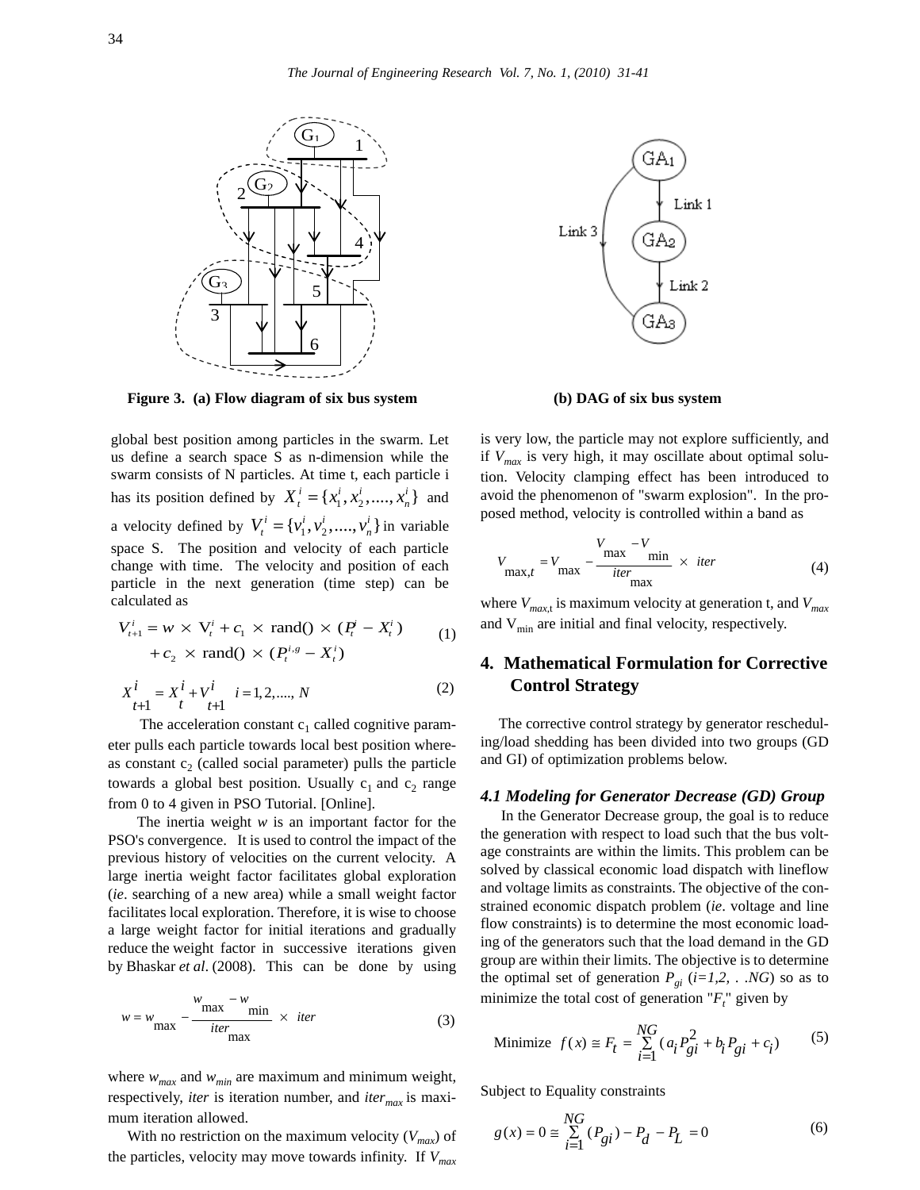Figure 3. (a) Flow diagram of six bus system (b) DAG of six bus system

global best position among particles in the swarm. Let us define a search space S as n-dimension while the swarm consists of N particles. At time t, each particle i has its position defined by $X_t^i = \{x_1^i, x_2^i, ...., x_n^i\}$ and a velocity defined by $V_t^i = \{v_1^i, v_2^i, ...., v_n^i\}$ in variable space S. The position and velocity of each particle change with time. The velocity and position of each particle in the next generation (time step) can be calculated as

$$V_{t+1}^i = w \times V_t^i + c_1 \times \text{rand}() \times (P_t^i - X_t^i) + c_2 \times \text{rand}() \times (P_t^{i,g} - X_t^i) \quad (1)$$

$$X_{t+1}^i = X_t^i + V_{t+1}^i \quad i = 1, 2, ...., N \quad (2)$$

The acceleration constant $c_1$ called cognitive parameter pulls each particle towards local best position whereas constant $c_2$ (called social parameter) pulls the particle towards a global best position. Usually $c_1$ and $c_2$ range from 0 to 4 given in PSO Tutorial. [Online].

The inertia weight *w* is an important factor for the PSO's convergence. It is used to control the impact of the previous history of velocities on the current velocity. A large inertia weight factor facilitates global exploration (*ie*. searching of a new area) while a small weight factor facilitates local exploration. Therefore, it is wise to choose a large weight factor for initial iterations and gradually reduce the weight factor in successive iterations given by Bhaskar *et al*. (2008). This can be done by using

$$w = w_{\max} - \frac{w_{\max} - w_{\min}}{iter_{\max}} \times iter \quad (3)$$

where $w_{max}$ and $w_{min}$ are maximum and minimum weight, respectively, *iter* is iteration number, and $iter_{max}$ is maximum iteration allowed.

With no restriction on the maximum velocity ($V_{max}$) of the particles, velocity may move towards infinity. If $V_{max}$ is very low, the particle may not explore sufficiently, and if $V_{max}$ is very high, it may oscillate about optimal solution. Velocity clamping effect has been introduced to avoid the phenomenon of "swarm explosion". In the proposed method, velocity is controlled within a band as

$$V_{\max,t} = V_{\max} - \frac{V_{\max} - V_{\min}}{iter_{\max}} \times iter \quad (4)$$

where $V_{max,t}$ is maximum velocity at generation t, and $V_{max}$ and $V_{min}$ are initial and final velocity, respectively.

## 4. Mathematical Formulation for Corrective Control Strategy

The corrective control strategy by generator rescheduling/load shedding has been divided into two groups (GD and GI) of optimization problems below.

### *4.1 Modeling for Generator Decrease (GD) Group*

In the Generator Decrease group, the goal is to reduce the generation with respect to load such that the bus voltage constraints are within the limits. This problem can be solved by classical economic load dispatch with lineflow and voltage limits as constraints. The objective of the constrained economic dispatch problem (*ie*. voltage and line flow constraints) is to determine the most economic loading of the generators such that the load demand in the GD group are within their limits. The objective is to determine the optimal set of generation $P_{gi}$ ($i=1,2, . .NG$) so as to minimize the total cost of generation "$F_t$" given by

$$\text{Minimize} \quad f(x) \cong F_t = \sum_{i=1}^{NG} (a_i P_{gi}^2 + b_i P_{gi} + c_i) \quad (5)$$

Subject to Equality constraints

$$g(x) = 0 \cong \sum_{i=1}^{NG} (P_{gi}) - P_d - P_L = 0 \quad (6)$$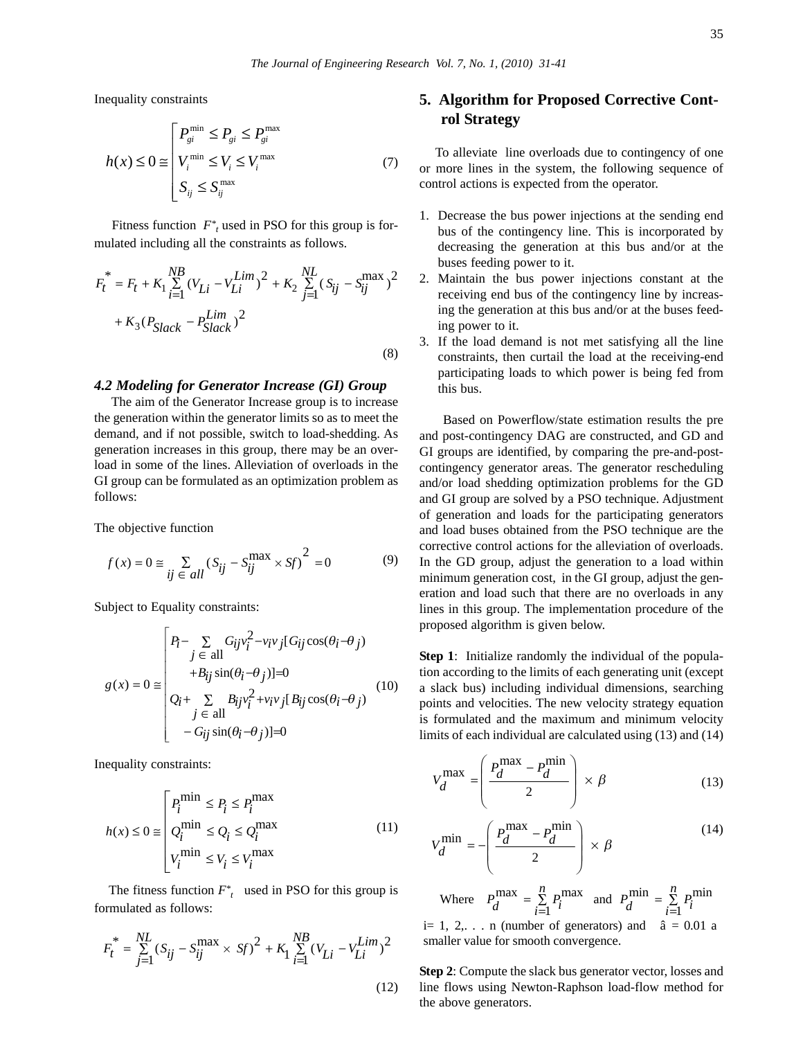Inequality constraints

$$h(x) \le 0 \cong \begin{bmatrix} P_{gi}^{\min} \le P_{gi} \le P_{gi}^{\max} \\ V_i^{\min} \le V_i \le V_i^{\max} \\ S_{ij} \le S_{ij}^{\max} \end{bmatrix} \tag{7}$$

Fitness function $F^*_t$ used in PSO for this group is formulated including all the constraints as follows.

$$F_t^* = F_t + K_1 \sum_{i=1}^{NB} (V_{Li} - V_{Li}^{Lim})^2 + K_2 \sum_{j=1}^{NL} (S_{ij} - S_{ij}^{\max})^2 + K_3 (P_{Slack} - P_{Slack}^{Lim})^2 \tag{8}$$

### 4.2 Modeling for Generator Increase (GI) Group

The aim of the Generator Increase group is to increase the generation within the generator limits so as to meet the demand, and if not possible, switch to load-shedding. As generation increases in this group, there may be an overload in some of the lines. Alleviation of overloads in the GI group can be formulated as an optimization problem as follows:

The objective function

$$f(x) = 0 \cong \sum_{ij \in all} (S_{ij} - S_{ij}^{\max} \times Sf)^2 = 0 \tag{9}$$

Subject to Equality constraints:

$$g(x) = 0 \cong \begin{bmatrix} P_i - \sum_{j \in \text{all}} G_{ij} v_i^2 - v_i v_j [G_{ij} \cos(\theta_i - \theta_j) \\ + B_{ij} \sin(\theta_i - \theta_j)] = 0 \\ Q_i + \sum_{j \in \text{all}} B_{ij} v_i^2 + v_i v_j [B_{ij} \cos(\theta_i - \theta_j) \\ - G_{ij} \sin(\theta_i - \theta_j)] = 0 \end{bmatrix} \tag{10}$$

Inequality constraints:

$$h(x) \le 0 \cong \begin{bmatrix} P_i^{\min} \le P_i \le P_i^{\max} \\ Q_i^{\min} \le Q_i \le Q_i^{\max} \\ V_i^{\min} \le V_i \le V_i^{\max} \end{bmatrix} \tag{11}$$

The fitness function $F^*_t$ used in PSO for this group is formulated as follows:

$$F_t^* = \sum_{j=1}^{NL} (S_{ij} - S_{ij}^{\max} \times Sf)^2 + K_1 \sum_{i=1}^{NB} (V_{Li} - V_{Li}^{Lim})^2 \tag{12}$$

## 5. Algorithm for Proposed Corrective Control Strategy

To alleviate line overloads due to contingency of one or more lines in the system, the following sequence of control actions is expected from the operator.

1. Decrease the bus power injections at the sending end bus of the contingency line. This is incorporated by decreasing the generation at this bus and/or at the buses feeding power to it.
2. Maintain the bus power injections constant at the receiving end bus of the contingency line by increasing the generation at this bus and/or at the buses feeding power to it.
3. If the load demand is not met satisfying all the line constraints, then curtail the load at the receiving-end participating loads to which power is being fed from this bus.

Based on Powerflow/state estimation results the pre and post-contingency DAG are constructed, and GD and GI groups are identified, by comparing the pre-and-post-contingency generator areas. The generator rescheduling and/or load shedding optimization problems for the GD and GI group are solved by a PSO technique. Adjustment of generation and loads for the participating generators and load buses obtained from the PSO technique are the corrective control actions for the alleviation of overloads. In the GD group, adjust the generation to a load within minimum generation cost, in the GI group, adjust the generation and load such that there are no overloads in any lines in this group. The implementation procedure of the proposed algorithm is given below.

**Step 1**: Initialize randomly the individual of the population according to the limits of each generating unit (except a slack bus) including individual dimensions, searching points and velocities. The new velocity strategy equation is formulated and the maximum and minimum velocity limits of each individual are calculated using (13) and (14)

$$V_d^{\max} = \left( \frac{P_d^{\max} - P_d^{\min}}{2} \right) \times \beta \tag{13}$$

$$V_d^{\min} = -\left( \frac{P_d^{\max} - P_d^{\min}}{2} \right) \times \beta \tag{14}$$

Where $P_d^{\max} = \sum_{i=1}^{n} P_i^{\max}$ and $P_d^{\min} = \sum_{i=1}^{n} P_i^{\min}$

i= 1, 2,. . . n (number of generators) and â = 0.01 a smaller value for smooth convergence.

**Step 2**: Compute the slack bus generator vector, losses and line flows using Newton-Raphson load-flow method for the above generators.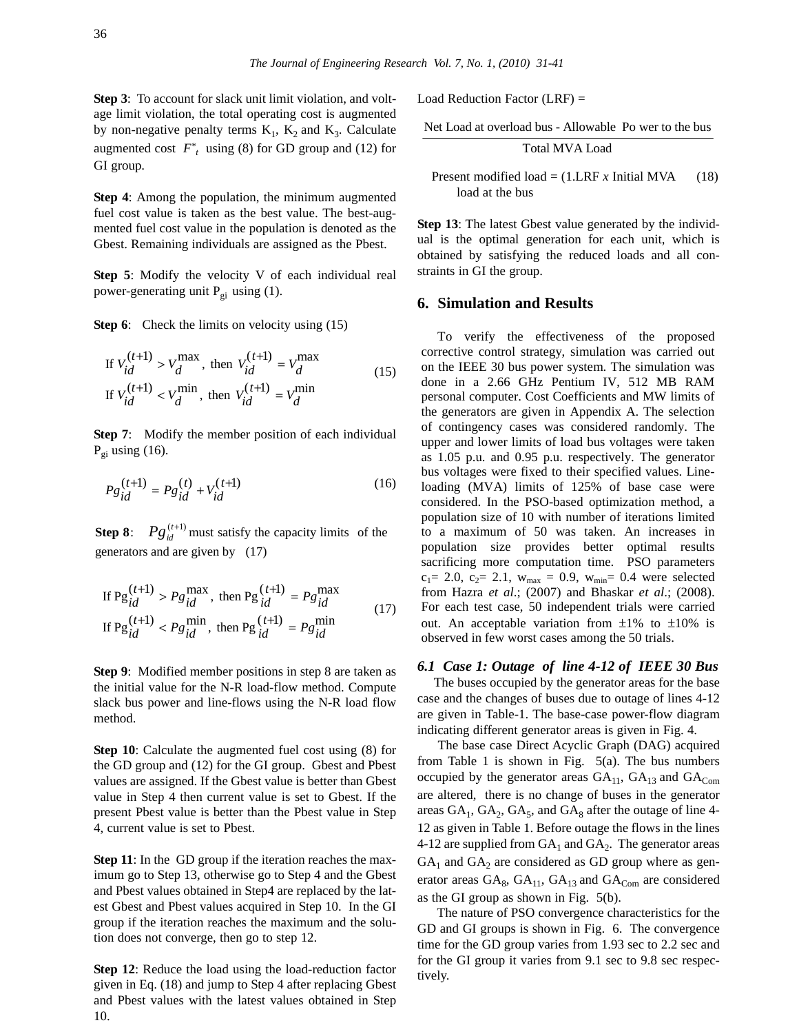**Step 3**: To account for slack unit limit violation, and voltage limit violation, the total operating cost is augmented by non-negative penalty terms $K_1$, $K_2$ and $K_3$. Calculate augmented cost $F^*_t$ using (8) for GD group and (12) for GI group.

**Step 4**: Among the population, the minimum augmented fuel cost value is taken as the best value. The best-augmented fuel cost value in the population is denoted as the Gbest. Remaining individuals are assigned as the Pbest.

**Step 5**: Modify the velocity V of each individual real power-generating unit $P_{gi}$ using (1).

**Step 6**: Check the limits on velocity using (15)

$$\begin{aligned} &\text{If } V_{id}^{(t+1)} > V_d^{\max}, \text{ then } V_{id}^{(t+1)} = V_d^{\max} \\ &\text{If } V_{id}^{(t+1)} < V_d^{\min}, \text{ then } V_{id}^{(t+1)} = V_d^{\min} \end{aligned} \tag{15}$$

**Step 7**: Modify the member position of each individual $P_{gi}$ using (16).

$$Pg_{id}^{(t+1)} = Pg_{id}^{(t)} + V_{id}^{(t+1)} \tag{16}$$

**Step 8**: $Pg_{id}^{(t+1)}$ must satisfy the capacity limits of the generators and are given by (17)

$$\begin{aligned} &\text{If } Pg_{id}^{(t+1)} > Pg_{id}^{\max}, \text{ then } Pg_{id}^{(t+1)} = Pg_{id}^{\max} \\ &\text{If } Pg_{id}^{(t+1)} < Pg_{id}^{\min}, \text{ then } Pg_{id}^{(t+1)} = Pg_{id}^{\min} \end{aligned} \tag{17}$$

**Step 9**: Modified member positions in step 8 are taken as the initial value for the N-R load-flow method. Compute slack bus power and line-flows using the N-R load flow method.

**Step 10**: Calculate the augmented fuel cost using (8) for the GD group and (12) for the GI group. Gbest and Pbest values are assigned. If the Gbest value is better than Gbest value in Step 4 then current value is set to Gbest. If the present Pbest value is better than the Pbest value in Step 4, current value is set to Pbest.

**Step 11**: In the GD group if the iteration reaches the maximum go to Step 13, otherwise go to Step 4 and the Gbest and Pbest values obtained in Step4 are replaced by the latest Gbest and Pbest values acquired in Step 10. In the GI group if the iteration reaches the maximum and the solution does not converge, then go to step 12.

**Step 12**: Reduce the load using the load-reduction factor given in Eq. (18) and jump to Step 4 after replacing Gbest and Pbest values with the latest values obtained in Step 10.

Load Reduction Factor (LRF) =

$$\frac{\text{Net Load at overload bus - Allowable Power to the bus}}{\text{Total MVA Load}}$$

Present modified load = (1.LRF *x* Initial MVA load at the bus (18)

**Step 13**: The latest Gbest value generated by the individual is the optimal generation for each unit, which is obtained by satisfying the reduced loads and all constraints in GI the group.

## 6. Simulation and Results

To verify the effectiveness of the proposed corrective control strategy, simulation was carried out on the IEEE 30 bus power system. The simulation was done in a 2.66 GHz Pentium IV, 512 MB RAM personal computer. Cost Coefficients and MW limits of the generators are given in Appendix A. The selection of contingency cases was considered randomly. The upper and lower limits of load bus voltages were taken as 1.05 p.u. and 0.95 p.u. respectively. The generator bus voltages were fixed to their specified values. Line-loading (MVA) limits of 125% of base case were considered. In the PSO-based optimization method, a population size of 10 with number of iterations limited to a maximum of 50 was taken. An increases in population size provides better optimal results sacrificing more computation time. PSO parameters $c_1$= 2.0, $c_2$= 2.1, $w_{max}$ = 0.9, $w_{min}$= 0.4 were selected from Hazra *et al*.; (2007) and Bhaskar *et al*.; (2008). For each test case, 50 independent trials were carried out. An acceptable variation from ±1% to ±10% is observed in few worst cases among the 50 trials.

### *6.1 Case 1: Outage of line 4-12 of IEEE 30 Bus*

The buses occupied by the generator areas for the base case and the changes of buses due to outage of lines 4-12 are given in Table-1. The base-case power-flow diagram indicating different generator areas is given in Fig. 4.

The base case Direct Acyclic Graph (DAG) acquired from Table 1 is shown in Fig. 5(a). The bus numbers occupied by the generator areas $GA_{11}$, $GA_{13}$ and $GA_{Com}$ are altered, there is no change of buses in the generator areas $GA_1$, $GA_2$, $GA_5$, and $GA_8$ after the outage of line 4-12 as given in Table 1. Before outage the flows in the lines 4-12 are supplied from $GA_1$ and $GA_2$. The generator areas $GA_1$ and $GA_2$ are considered as GD group where as generator areas $GA_8$, $GA_{11}$, $GA_{13}$ and $GA_{Com}$ are considered as the GI group as shown in Fig. 5(b).

The nature of PSO convergence characteristics for the GD and GI groups is shown in Fig. 6. The convergence time for the GD group varies from 1.93 sec to 2.2 sec and for the GI group it varies from 9.1 sec to 9.8 sec respectively.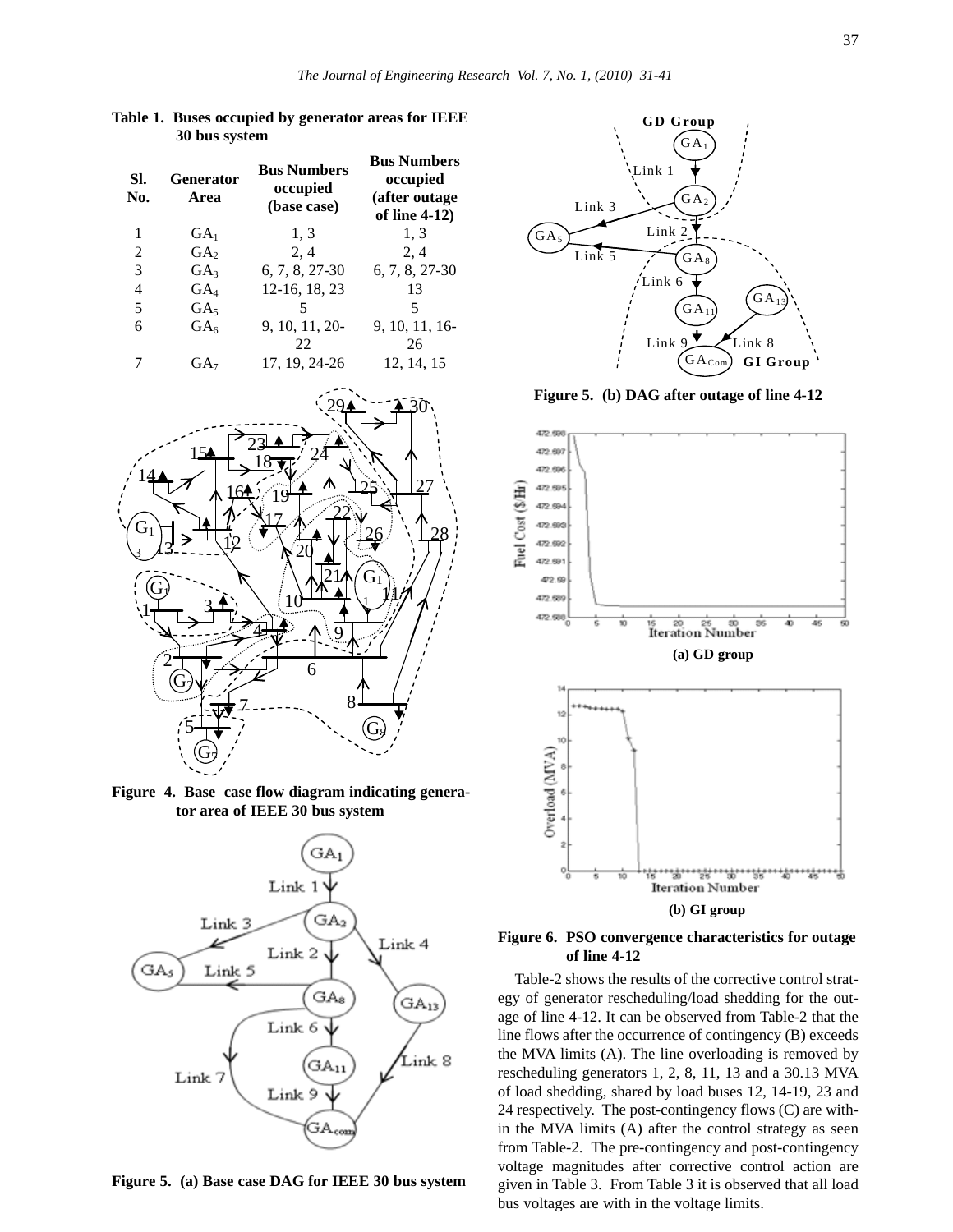**Table 1. Buses occupied by generator areas for IEEE 30 bus system**

| Sl. No. | Generator Area | Bus Numbers occupied (base case) | Bus Numbers occupied (after outage of line 4-12) |
|---|---|---|---|
| 1 | $GA_1$ | 1, 3 | 1, 3 |
| 2 | $GA_2$ | 2, 4 | 2, 4 |
| 3 | $GA_3$ | 6, 7, 8, 27-30 | 6, 7, 8, 27-30 |
| 4 | $GA_4$ | 12-16, 18, 23 | 13 |
| 5 | $GA_5$ | 5 | 5 |
| 6 | $GA_6$ | 9, 10, 11, 20-22 | 9, 10, 11, 16-26 |
| 7 | $GA_7$ | 17, 19, 24-26 | 12, 14, 15 |

**Figure 4. Base case flow diagram indicating generator area of IEEE 30 bus system**

**Figure 5. (a) Base case DAG for IEEE 30 bus system**

**Figure 5. (b) DAG after outage of line 4-12**

**(a) GD group**

**(b) GI group**

**Figure 6. PSO convergence characteristics for outage of line 4-12**

Table-2 shows the results of the corrective control strategy of generator rescheduling/load shedding for the outage of line 4-12. It can be observed from Table-2 that the line flows after the occurrence of contingency (B) exceeds the MVA limits (A). The line overloading is removed by rescheduling generators 1, 2, 8, 11, 13 and a 30.13 MVA of load shedding, shared by load buses 12, 14-19, 23 and 24 respectively. The post-contingency flows (C) are within the MVA limits (A) after the control strategy as seen from Table-2. The pre-contingency and post-contingency voltage magnitudes after corrective control action are given in Table 3. From Table 3 it is observed that all load bus voltages are with in the voltage limits.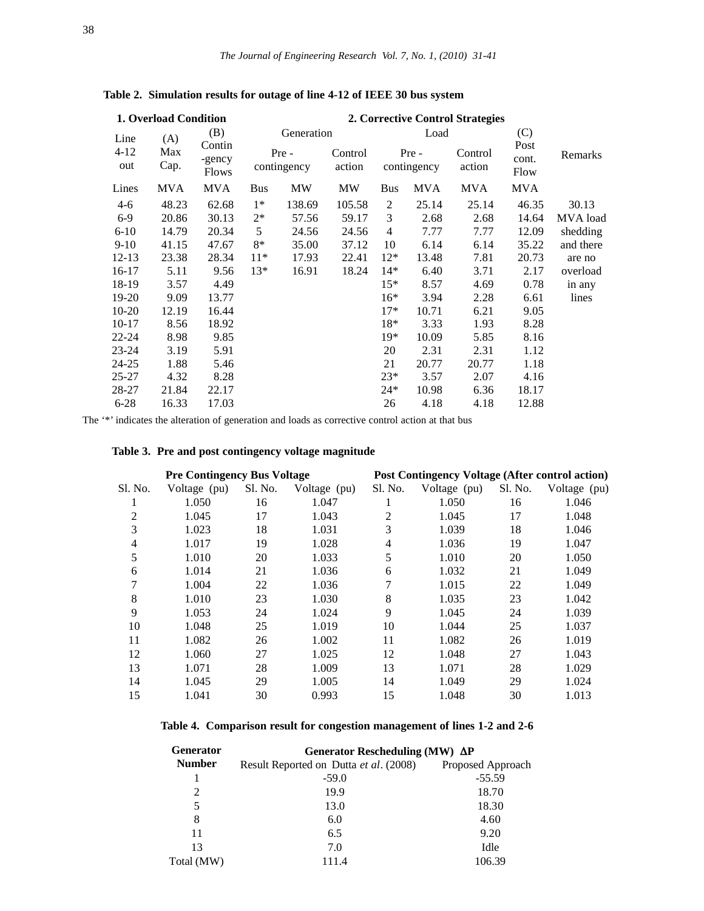**Table 2. Simulation results for outage of line 4-12 of IEEE 30 bus system**

| **1. Overload Condition** | | | **2. Corrective Control Strategies** | | | | | | | | |
|---|---|---|---|---|---|---|---|---|---|---|---|
| Line 4-12 out | (A) Max Cap. | (B) Contin-gency Flows | Generation | | | Load | | | | (C) Post cont. Flow | Remarks |
| | | | Pre - contingency | | Control action | Pre - contingency | | Control action | | | |
| Lines | MVA | MVA | Bus | MW | MW | Bus | MVA | MVA | | MVA | |
| 4-6 | 48.23 | 62.68 | 1* | 138.69 | 105.58 | 2 | 25.14 | 25.14 | | 46.35 | 30.13 |
| 6-9 | 20.86 | 30.13 | 2* | 57.56 | 59.17 | 3 | 2.68 | 2.68 | | 14.64 | MVA load |
| 6-10 | 14.79 | 20.34 | 5 | 24.56 | 24.56 | 4 | 7.77 | 7.77 | | 12.09 | shedding |
| 9-10 | 41.15 | 47.67 | 8* | 35.00 | 37.12 | 10 | 6.14 | 6.14 | | 35.22 | and there |
| 12-13 | 23.38 | 28.34 | 11* | 17.93 | 22.41 | 12* | 13.48 | 7.81 | | 20.73 | are no |
| 16-17 | 5.11 | 9.56 | 13* | 16.91 | 18.24 | 14* | 6.40 | 3.71 | | 2.17 | overload |
| 18-19 | 3.57 | 4.49 | | | | 15* | 8.57 | 4.69 | | 0.78 | in any |
| 19-20 | 9.09 | 13.77 | | | | 16* | 3.94 | 2.28 | | 6.61 | lines |
| 10-20 | 12.19 | 16.44 | | | | 17* | 10.71 | 6.21 | | 9.05 | |
| 10-17 | 8.56 | 18.92 | | | | 18* | 3.33 | 1.93 | | 8.28 | |
| 22-24 | 8.98 | 9.85 | | | | 19* | 10.09 | 5.85 | | 8.16 | |
| 23-24 | 3.19 | 5.91 | | | | 20 | 2.31 | 2.31 | | 1.12 | |
| 24-25 | 1.88 | 5.46 | | | | 21 | 20.77 | 20.77 | | 1.18 | |
| 25-27 | 4.32 | 8.28 | | | | 23* | 3.57 | 2.07 | | 4.16 | |
| 28-27 | 21.84 | 22.17 | | | | 24* | 10.98 | 6.36 | | 18.17 | |
| 6-28 | 16.33 | 17.03 | | | | 26 | 4.18 | 4.18 | | 12.88 | |

The '*' indicates the alteration of generation and loads as corrective control action at that bus

**Table 3. Pre and post contingency voltage magnitude**

| **Pre Contingency Bus Voltage** | | | | **Post Contingency Voltage (After control action)** | | | |
|---|---|---|---|---|---|---|---|
| Sl. No. | Voltage (pu) | Sl. No. | Voltage (pu) | Sl. No. | Voltage (pu) | Sl. No. | Voltage (pu) |
| 1 | 1.050 | 16 | 1.047 | 1 | 1.050 | 16 | 1.046 |
| 2 | 1.045 | 17 | 1.043 | 2 | 1.045 | 17 | 1.048 |
| 3 | 1.023 | 18 | 1.031 | 3 | 1.039 | 18 | 1.046 |
| 4 | 1.017 | 19 | 1.028 | 4 | 1.036 | 19 | 1.047 |
| 5 | 1.010 | 20 | 1.033 | 5 | 1.010 | 20 | 1.050 |
| 6 | 1.014 | 21 | 1.036 | 6 | 1.032 | 21 | 1.049 |
| 7 | 1.004 | 22 | 1.036 | 7 | 1.015 | 22 | 1.049 |
| 8 | 1.010 | 23 | 1.030 | 8 | 1.035 | 23 | 1.042 |
| 9 | 1.053 | 24 | 1.024 | 9 | 1.045 | 24 | 1.039 |
| 10 | 1.048 | 25 | 1.019 | 10 | 1.044 | 25 | 1.037 |
| 11 | 1.082 | 26 | 1.002 | 11 | 1.082 | 26 | 1.019 |
| 12 | 1.060 | 27 | 1.025 | 12 | 1.048 | 27 | 1.043 |
| 13 | 1.071 | 28 | 1.009 | 13 | 1.071 | 28 | 1.029 |
| 14 | 1.045 | 29 | 1.005 | 14 | 1.049 | 29 | 1.024 |
| 15 | 1.041 | 30 | 0.993 | 15 | 1.048 | 30 | 1.013 |

**Table 4. Comparison result for congestion management of lines 1-2 and 2-6**

| **Generator Number** | **Generator Rescheduling (MW) $\Delta P$** | |
|---|---|---|
| | Result Reported on Dutta *et al*. (2008) | Proposed Approach |
| 1 | -59.0 | -55.59 |
| 2 | 19.9 | 18.70 |
| 5 | 13.0 | 18.30 |
| 8 | 6.0 | 4.60 |
| 11 | 6.5 | 9.20 |
| 13 | 7.0 | Idle |
| Total (MW) | 111.4 | 106.39 |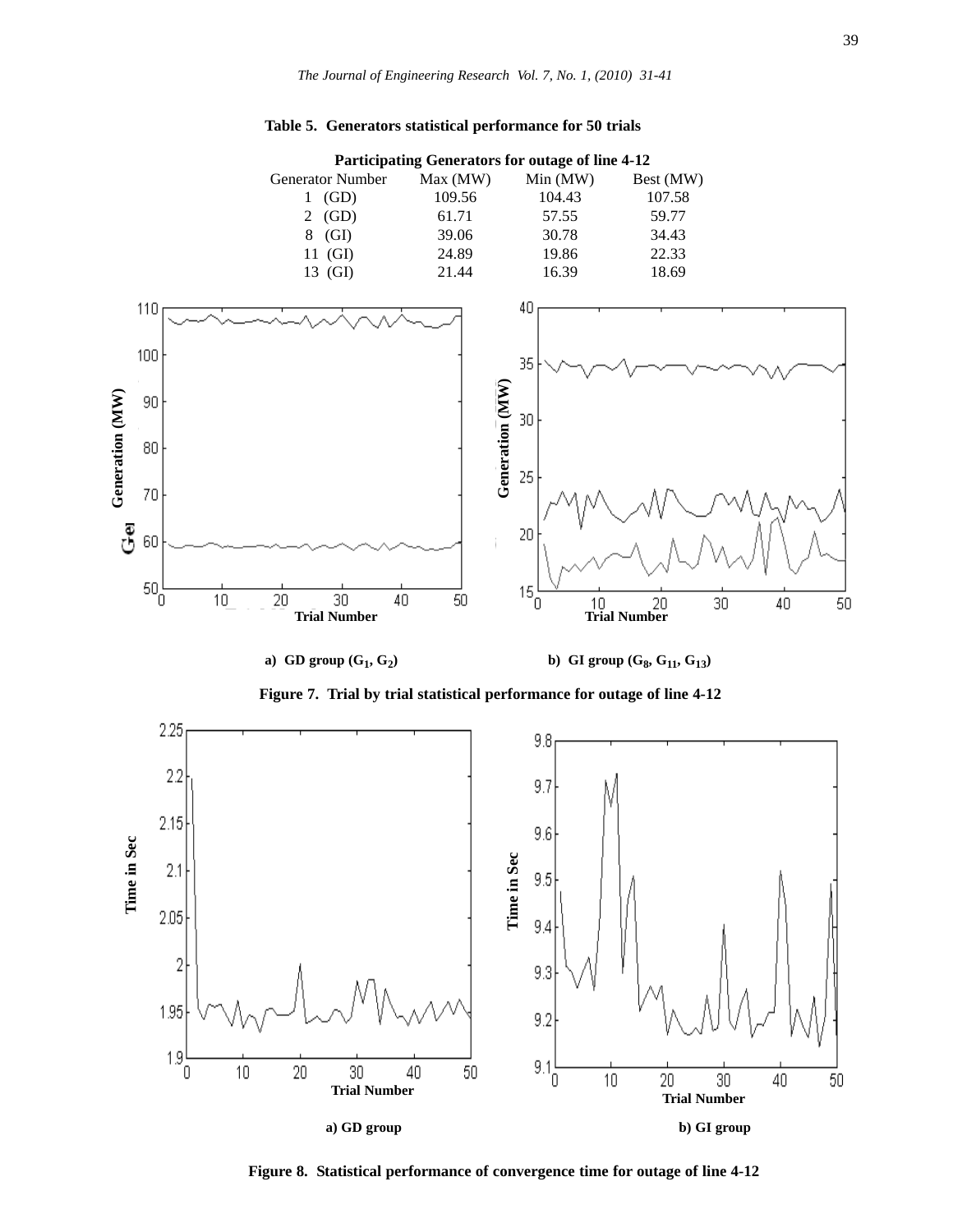**Table 5. Generators statistical performance for 50 trials**

| Participating Generators for outage of line 4-12 | | | |
|---|---|---|---|
| Generator Number | Max (MW) | Min (MW) | Best (MW) |
| 1 (GD) | 109.56 | 104.43 | 107.58 |
| 2 (GD) | 61.71 | 57.55 | 59.77 |
| 8 (GI) | 39.06 | 30.78 | 34.43 |
| 11 (GI) | 24.89 | 19.86 | 22.33 |
| 13 (GI) | 21.44 | 16.39 | 18.69 |

a) GD group ($G_1$, $G_2$) b) GI group ($G_8$, $G_{11}$, $G_{13}$)

**Figure 7. Trial by trial statistical performance for outage of line 4-12**

a) GD group b) GI group

**Figure 8. Statistical performance of convergence time for outage of line 4-12**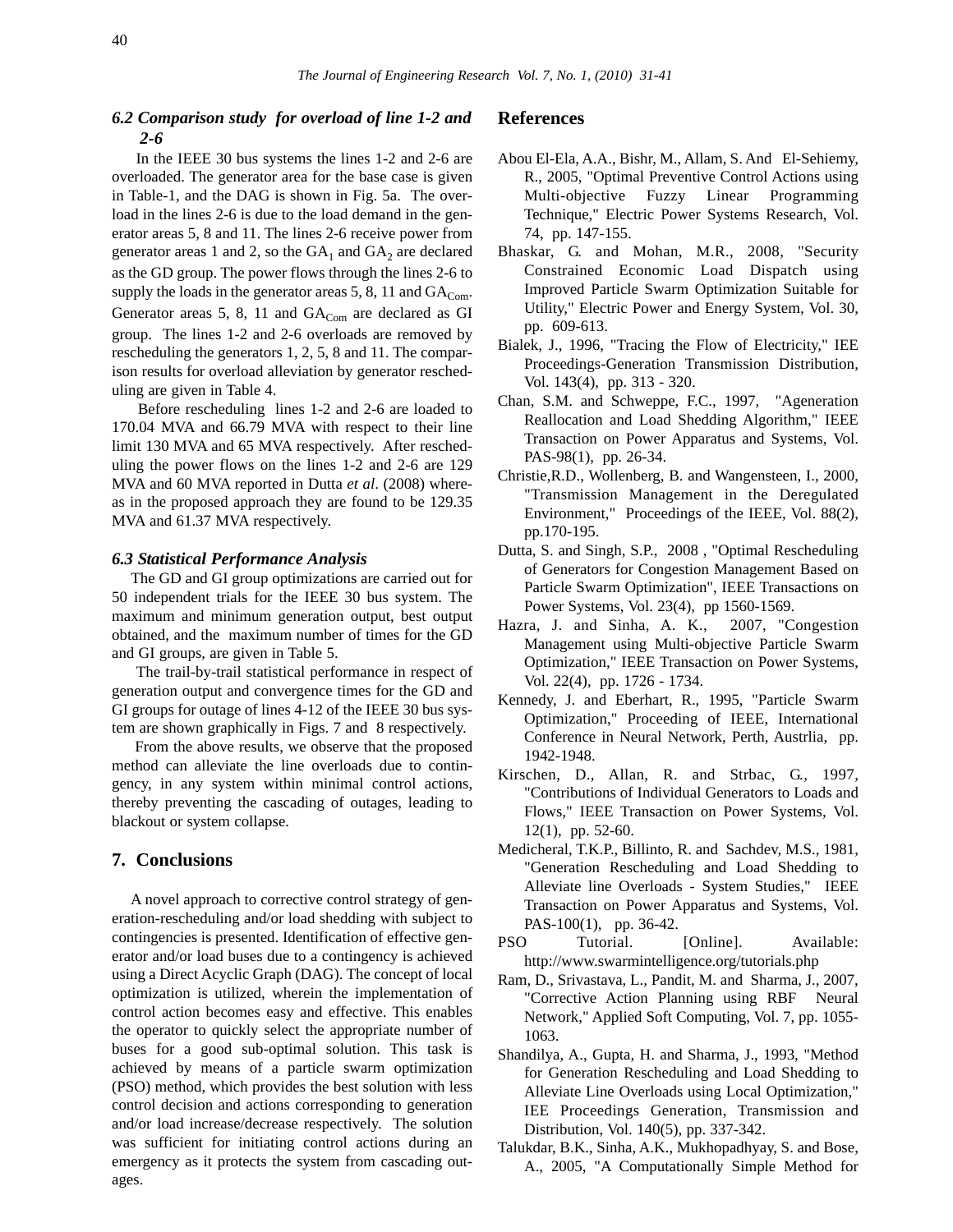### 6.2 Comparison study for overload of line 1-2 and 2-6

In the IEEE 30 bus systems the lines 1-2 and 2-6 are overloaded. The generator area for the base case is given in Table-1, and the DAG is shown in Fig. 5a. The overload in the lines 2-6 is due to the load demand in the generator areas 5, 8 and 11. The lines 2-6 receive power from generator areas 1 and 2, so the $GA_1$ and $GA_2$ are declared as the GD group. The power flows through the lines 2-6 to supply the loads in the generator areas 5, 8, 11 and $GA_{Com}$. Generator areas 5, 8, 11 and $GA_{Com}$ are declared as GI group. The lines 1-2 and 2-6 overloads are removed by rescheduling the generators 1, 2, 5, 8 and 11. The comparison results for overload alleviation by generator rescheduling are given in Table 4.

Before rescheduling lines 1-2 and 2-6 are loaded to 170.04 MVA and 66.79 MVA with respect to their line limit 130 MVA and 65 MVA respectively. After rescheduling the power flows on the lines 1-2 and 2-6 are 129 MVA and 60 MVA reported in Dutta *et al*. (2008) whereas in the proposed approach they are found to be 129.35 MVA and 61.37 MVA respectively.

### 6.3 Statistical Performance Analysis

The GD and GI group optimizations are carried out for 50 independent trials for the IEEE 30 bus system. The maximum and minimum generation output, best output obtained, and the maximum number of times for the GD and GI groups, are given in Table 5.

The trail-by-trail statistical performance in respect of generation output and convergence times for the GD and GI groups for outage of lines 4-12 of the IEEE 30 bus system are shown graphically in Figs. 7 and 8 respectively.

From the above results, we observe that the proposed method can alleviate the line overloads due to contingency, in any system within minimal control actions, thereby preventing the cascading of outages, leading to blackout or system collapse.

## 7. Conclusions

A novel approach to corrective control strategy of generation-rescheduling and/or load shedding with subject to contingencies is presented. Identification of effective generator and/or load buses due to a contingency is achieved using a Direct Acyclic Graph (DAG). The concept of local optimization is utilized, wherein the implementation of control action becomes easy and effective. This enables the operator to quickly select the appropriate number of buses for a good sub-optimal solution. This task is achieved by means of a particle swarm optimization (PSO) method, which provides the best solution with less control decision and actions corresponding to generation and/or load increase/decrease respectively. The solution was sufficient for initiating control actions during an emergency as it protects the system from cascading outages.

## References

Abou El-Ela, A.A., Bishr, M., Allam, S. And El-Sehiemy, R., 2005, "Optimal Preventive Control Actions using Multi-objective Fuzzy Linear Programming Technique," Electric Power Systems Research, Vol. 74, pp. 147-155.

Bhaskar, G. and Mohan, M.R., 2008, "Security Constrained Economic Load Dispatch using Improved Particle Swarm Optimization Suitable for Utility," Electric Power and Energy System, Vol. 30, pp. 609-613.

Bialek, J., 1996, "Tracing the Flow of Electricity," IEE Proceedings-Generation Transmission Distribution, Vol. 143(4), pp. 313 - 320.

Chan, S.M. and Schweppe, F.C., 1997, "Ageneration Reallocation and Load Shedding Algorithm," IEEE Transaction on Power Apparatus and Systems, Vol. PAS-98(1), pp. 26-34.

Christie,R.D., Wollenberg, B. and Wangensteen, I., 2000, "Transmission Management in the Deregulated Environment," Proceedings of the IEEE, Vol. 88(2), pp.170-195.

Dutta, S. and Singh, S.P., 2008 , "Optimal Rescheduling of Generators for Congestion Management Based on Particle Swarm Optimization", IEEE Transactions on Power Systems, Vol. 23(4), pp 1560-1569.

Hazra, J. and Sinha, A. K., 2007, "Congestion Management using Multi-objective Particle Swarm Optimization," IEEE Transaction on Power Systems, Vol. 22(4), pp. 1726 - 1734.

Kennedy, J. and Eberhart, R., 1995, "Particle Swarm Optimization," Proceeding of IEEE, International Conference in Neural Network, Perth, Austrlia, pp. 1942-1948.

Kirschen, D., Allan, R. and Strbac, G., 1997, "Contributions of Individual Generators to Loads and Flows," IEEE Transaction on Power Systems, Vol. 12(1), pp. 52-60.

Medicheral, T.K.P., Billinto, R. and Sachdev, M.S., 1981, "Generation Rescheduling and Load Shedding to Alleviate line Overloads - System Studies," IEEE Transaction on Power Apparatus and Systems, Vol. PAS-100(1), pp. 36-42.

PSO Tutorial. [Online]. Available: http://www.swarmintelligence.org/tutorials.php

Ram, D., Srivastava, L., Pandit, M. and Sharma, J., 2007, "Corrective Action Planning using RBF Neural Network," Applied Soft Computing, Vol. 7, pp. 1055-1063.

Shandilya, A., Gupta, H. and Sharma, J., 1993, "Method for Generation Rescheduling and Load Shedding to Alleviate Line Overloads using Local Optimization," IEE Proceedings Generation, Transmission and Distribution, Vol. 140(5), pp. 337-342.

Talukdar, B.K., Sinha, A.K., Mukhopadhyay, S. and Bose, A., 2005, "A Computationally Simple Method for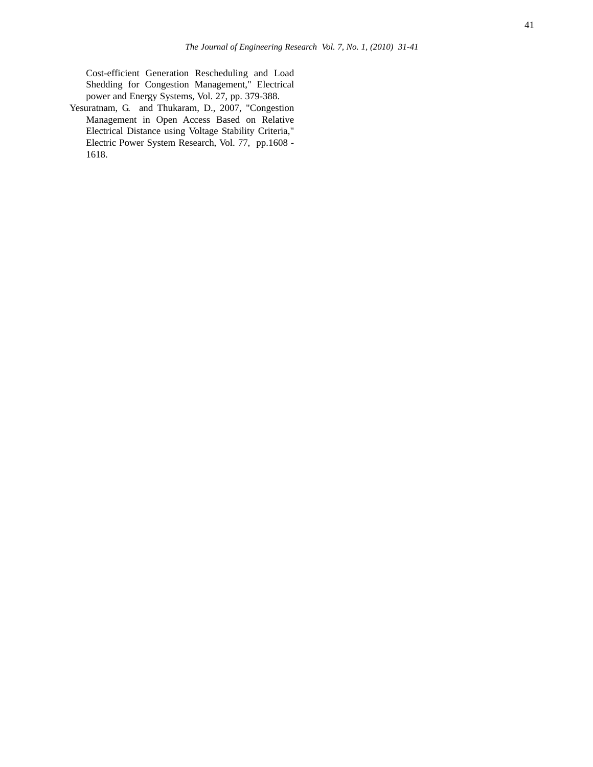Cost-efficient Generation Rescheduling and Load Shedding for Congestion Management," Electrical power and Energy Systems, Vol. 27, pp. 379-388.

Yesuratnam, G. and Thukaram, D., 2007, "Congestion Management in Open Access Based on Relative Electrical Distance using Voltage Stability Criteria," Electric Power System Research, Vol. 77, pp.1608 - 1618.